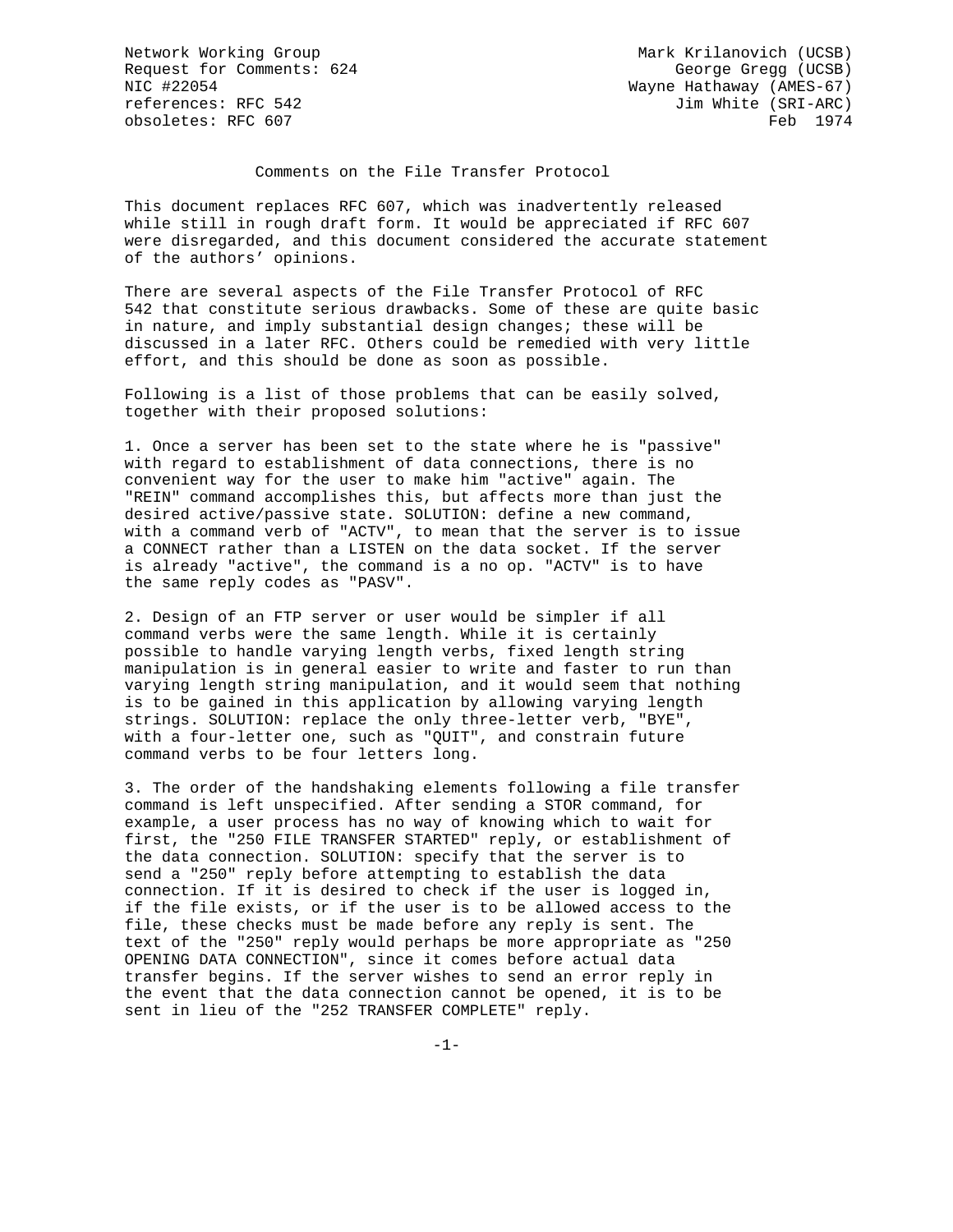Network Working Group Mark Krilanovich (UCSB)
Request for Comments: 624 George Gregg (UCSB)
NIC #22054 Wayne Hathaway (AMES-67)
references: RFC 542 Jim White (SRI-ARC)
obsoletes: RFC 607 Feb 1974

# Comments on the File Transfer Protocol

This document replaces RFC 607, which was inadvertently released while still in rough draft form. It would be appreciated if RFC 607 were disregarded, and this document considered the accurate statement of the authors' opinions.

There are several aspects of the File Transfer Protocol of RFC 542 that constitute serious drawbacks. Some of these are quite basic in nature, and imply substantial design changes; these will be discussed in a later RFC. Others could be remedied with very little effort, and this should be done as soon as possible.

Following is a list of those problems that can be easily solved, together with their proposed solutions:

1. Once a server has been set to the state where he is "passive" with regard to establishment of data connections, there is no convenient way for the user to make him "active" again. The "REIN" command accomplishes this, but affects more than just the desired active/passive state. SOLUTION: define a new command, with a command verb of "ACTV", to mean that the server is to issue a CONNECT rather than a LISTEN on the data socket. If the server is already "active", the command is a no op. "ACTV" is to have the same reply codes as "PASV".

2. Design of an FTP server or user would be simpler if all command verbs were the same length. While it is certainly possible to handle varying length verbs, fixed length string manipulation is in general easier to write and faster to run than varying length string manipulation, and it would seem that nothing is to be gained in this application by allowing varying length strings. SOLUTION: replace the only three-letter verb, "BYE", with a four-letter one, such as "QUIT", and constrain future command verbs to be four letters long.

3. The order of the handshaking elements following a file transfer command is left unspecified. After sending a STOR command, for example, a user process has no way of knowing which to wait for first, the "250 FILE TRANSFER STARTED" reply, or establishment of the data connection. SOLUTION: specify that the server is to send a "250" reply before attempting to establish the data connection. If it is desired to check if the user is logged in, if the file exists, or if the user is to be allowed access to the file, these checks must be made before any reply is sent. The text of the "250" reply would perhaps be more appropriate as "250 OPENING DATA CONNECTION", since it comes before actual data transfer begins. If the server wishes to send an error reply in the event that the data connection cannot be opened, it is to be sent in lieu of the "252 TRANSFER COMPLETE" reply.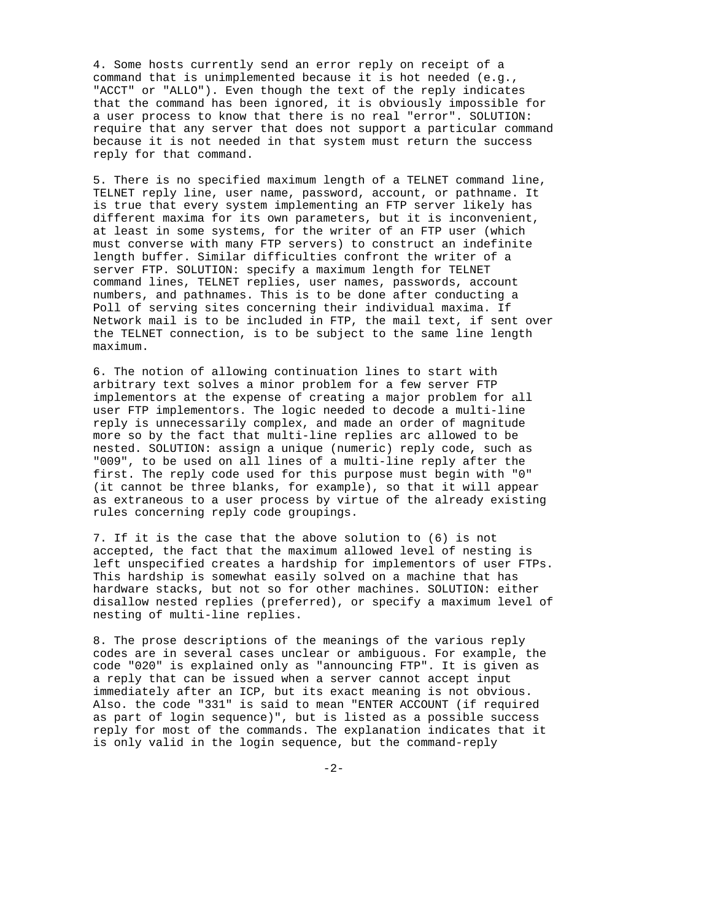4. Some hosts currently send an error reply on receipt of a command that is unimplemented because it is hot needed (e.g., "ACCT" or "ALLO"). Even though the text of the reply indicates that the command has been ignored, it is obviously impossible for a user process to know that there is no real "error". SOLUTION: require that any server that does not support a particular command because it is not needed in that system must return the success reply for that command.

5. There is no specified maximum length of a TELNET command line, TELNET reply line, user name, password, account, or pathname. It is true that every system implementing an FTP server likely has different maxima for its own parameters, but it is inconvenient, at least in some systems, for the writer of an FTP user (which must converse with many FTP servers) to construct an indefinite length buffer. Similar difficulties confront the writer of a server FTP. SOLUTION: specify a maximum length for TELNET command lines, TELNET replies, user names, passwords, account numbers, and pathnames. This is to be done after conducting a Poll of serving sites concerning their individual maxima. If Network mail is to be included in FTP, the mail text, if sent over the TELNET connection, is to be subject to the same line length maximum.

6. The notion of allowing continuation lines to start with arbitrary text solves a minor problem for a few server FTP implementors at the expense of creating a major problem for all user FTP implementors. The logic needed to decode a multi-line reply is unnecessarily complex, and made an order of magnitude more so by the fact that multi-line replies arc allowed to be nested. SOLUTION: assign a unique (numeric) reply code, such as "009", to be used on all lines of a multi-line reply after the first. The reply code used for this purpose must begin with "0" (it cannot be three blanks, for example), so that it will appear as extraneous to a user process by virtue of the already existing rules concerning reply code groupings.

7. If it is the case that the above solution to (6) is not accepted, the fact that the maximum allowed level of nesting is left unspecified creates a hardship for implementors of user FTPs. This hardship is somewhat easily solved on a machine that has hardware stacks, but not so for other machines. SOLUTION: either disallow nested replies (preferred), or specify a maximum level of nesting of multi-line replies.

8. The prose descriptions of the meanings of the various reply codes are in several cases unclear or ambiguous. For example, the code "020" is explained only as "announcing FTP". It is given as a reply that can be issued when a server cannot accept input immediately after an ICP, but its exact meaning is not obvious. Also. the code "331" is said to mean "ENTER ACCOUNT (if required as part of login sequence)", but is listed as a possible success reply for most of the commands. The explanation indicates that it is only valid in the login sequence, but the command-reply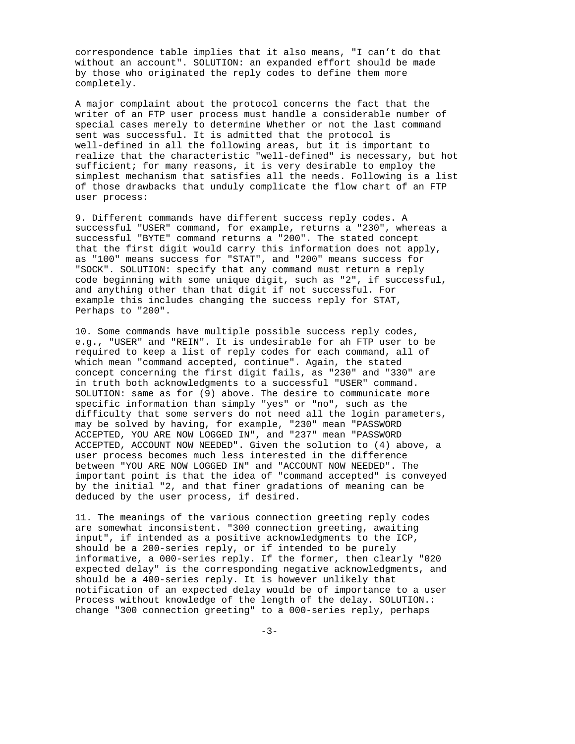correspondence table implies that it also means, "I can't do that without an account". SOLUTION: an expanded effort should be made by those who originated the reply codes to define them more completely.

A major complaint about the protocol concerns the fact that the writer of an FTP user process must handle a considerable number of special cases merely to determine Whether or not the last command sent was successful. It is admitted that the protocol is well-defined in all the following areas, but it is important to realize that the characteristic "well-defined" is necessary, but hot sufficient; for many reasons, it is very desirable to employ the simplest mechanism that satisfies all the needs. Following is a list of those drawbacks that unduly complicate the flow chart of an FTP user process:

9. Different commands have different success reply codes. A successful "USER" command, for example, returns a "230", whereas a successful "BYTE" command returns a "200". The stated concept that the first digit would carry this information does not apply, as "100" means success for "STAT", and "200" means success for "SOCK". SOLUTION: specify that any command must return a reply code beginning with some unique digit, such as "2", if successful, and anything other than that digit if not successful. For example this includes changing the success reply for STAT, Perhaps to "200".

10. Some commands have multiple possible success reply codes, e.g., "USER" and "REIN". It is undesirable for ah FTP user to be required to keep a list of reply codes for each command, all of which mean "command accepted, continue". Again, the stated concept concerning the first digit fails, as "230" and "330" are in truth both acknowledgments to a successful "USER" command. SOLUTION: same as for (9) above. The desire to communicate more specific information than simply "yes" or "no", such as the difficulty that some servers do not need all the login parameters, may be solved by having, for example, "230" mean "PASSWORD ACCEPTED, YOU ARE NOW LOGGED IN", and "237" mean "PASSWORD ACCEPTED, ACCOUNT NOW NEEDED". Given the solution to (4) above, a user process becomes much less interested in the difference between "YOU ARE NOW LOGGED IN" and "ACCOUNT NOW NEEDED". The important point is that the idea of "command accepted" is conveyed by the initial "2, and that finer gradations of meaning can be deduced by the user process, if desired.

11. The meanings of the various connection greeting reply codes are somewhat inconsistent. "300 connection greeting, awaiting input", if intended as a positive acknowledgments to the ICP, should be a 200-series reply, or if intended to be purely informative, a 000-series reply. If the former, then clearly "020 expected delay" is the corresponding negative acknowledgments, and should be a 400-series reply. It is however unlikely that notification of an expected delay would be of importance to a user Process without knowledge of the length of the delay. SOLUTION.: change "300 connection greeting" to a 000-series reply, perhaps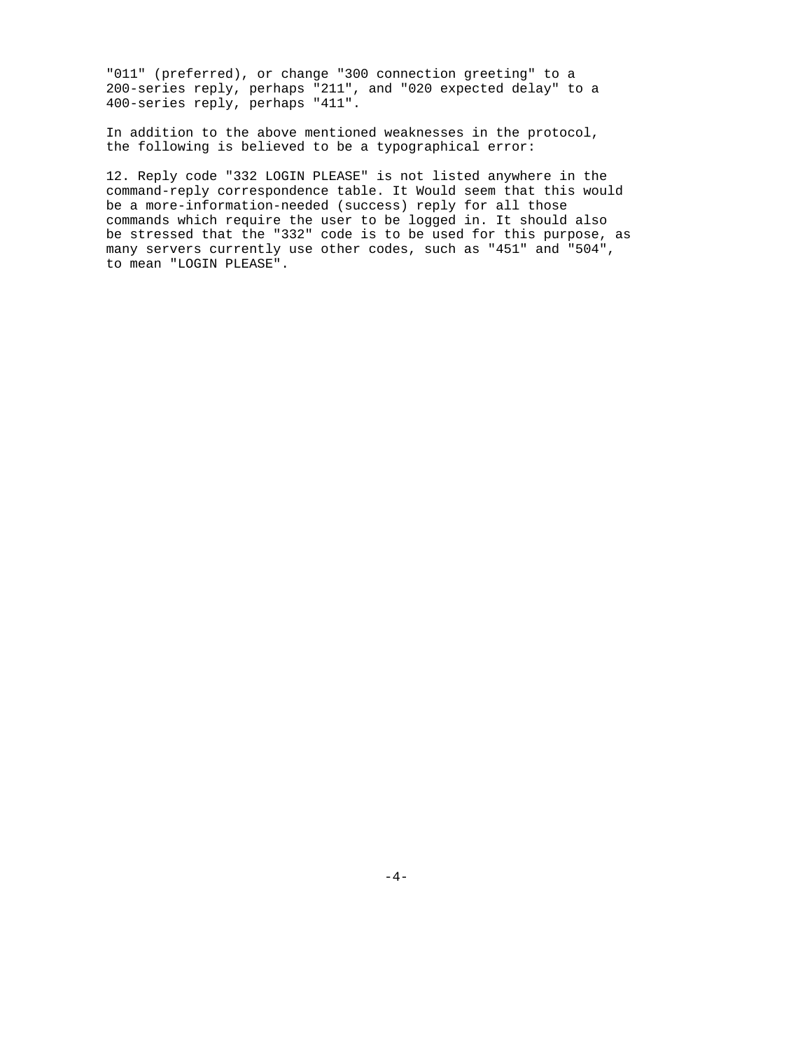"011" (preferred), or change "300 connection greeting" to a 200-series reply, perhaps "211", and "020 expected delay" to a 400-series reply, perhaps "411".

In addition to the above mentioned weaknesses in the protocol, the following is believed to be a typographical error:

12. Reply code "332 LOGIN PLEASE" is not listed anywhere in the command-reply correspondence table. It Would seem that this would be a more-information-needed (success) reply for all those commands which require the user to be logged in. It should also be stressed that the "332" code is to be used for this purpose, as many servers currently use other codes, such as "451" and "504", to mean "LOGIN PLEASE".